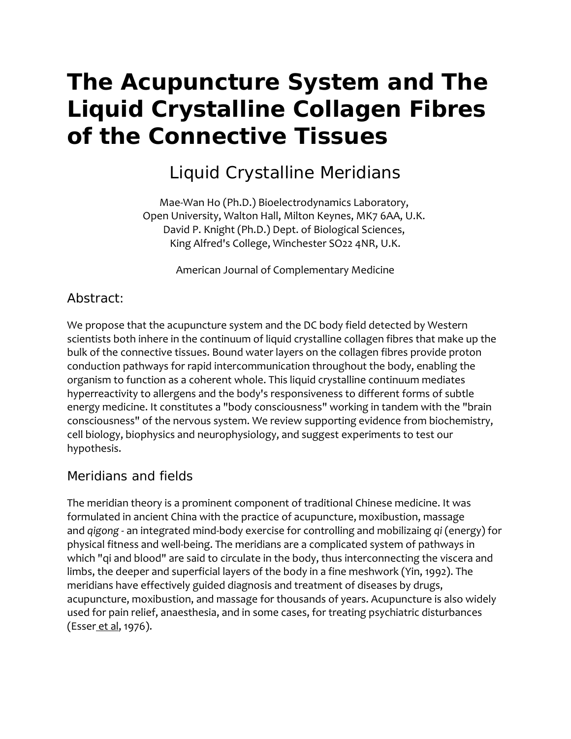# The Acupuncture System and The Liquid Crystalline Collagen Fibres of the Connective Tissues

## Liquid Crystalline Meridians

Mae-Wan Ho (Ph.D.) Bioelectrodynamics Laboratory,
Open University, Walton Hall, Milton Keynes, MK7 6AA, U.K.
David P. Knight (Ph.D.) Dept. of Biological Sciences,
King Alfred's College, Winchester SO22 4NR, U.K.

American Journal of Complementary Medicine

### Abstract:

We propose that the acupuncture system and the DC body field detected by Western scientists both inhere in the continuum of liquid crystalline collagen fibres that make up the bulk of the connective tissues. Bound water layers on the collagen fibres provide proton conduction pathways for rapid intercommunication throughout the body, enabling the organism to function as a coherent whole. This liquid crystalline continuum mediates hyperreactivity to allergens and the body's responsiveness to different forms of subtle energy medicine. It constitutes a "body consciousness" working in tandem with the "brain consciousness" of the nervous system. We review supporting evidence from biochemistry, cell biology, biophysics and neurophysiology, and suggest experiments to test our hypothesis.

### Meridians and fields

The meridian theory is a prominent component of traditional Chinese medicine. It was formulated in ancient China with the practice of acupuncture, moxibustion, massage and *qigong* - an integrated mind-body exercise for controlling and mobilizaing *qi* (energy) for physical fitness and well-being. The meridians are a complicated system of pathways in which "qi and blood" are said to circulate in the body, thus interconnecting the viscera and limbs, the deeper and superficial layers of the body in a fine meshwork (Yin, 1992). The meridians have effectively guided diagnosis and treatment of diseases by drugs, acupuncture, moxibustion, and massage for thousands of years. Acupuncture is also widely used for pain relief, anaesthesia, and in some cases, for treating psychiatric disturbances (Esser et al, 1976).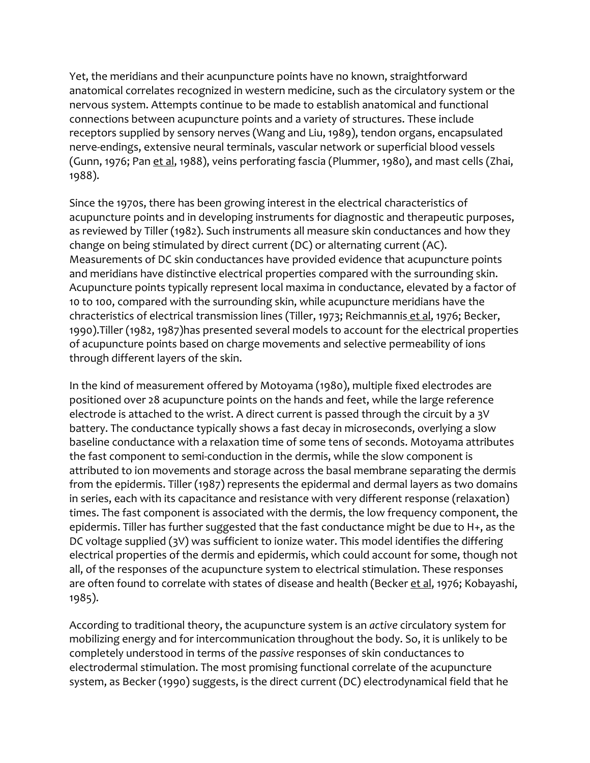Yet, the meridians and their acunpuncture points have no known, straightforward anatomical correlates recognized in western medicine, such as the circulatory system or the nervous system. Attempts continue to be made to establish anatomical and functional connections between acupuncture points and a variety of structures. These include receptors supplied by sensory nerves (Wang and Liu, 1989), tendon organs, encapsulated nerve-endings, extensive neural terminals, vascular network or superficial blood vessels (Gunn, 1976; Pan et al, 1988), veins perforating fascia (Plummer, 1980), and mast cells (Zhai, 1988).

Since the 1970s, there has been growing interest in the electrical characteristics of acupuncture points and in developing instruments for diagnostic and therapeutic purposes, as reviewed by Tiller (1982). Such instruments all measure skin conductances and how they change on being stimulated by direct current (DC) or alternating current (AC). Measurements of DC skin conductances have provided evidence that acupuncture points and meridians have distinctive electrical properties compared with the surrounding skin. Acupuncture points typically represent local maxima in conductance, elevated by a factor of 10 to 100, compared with the surrounding skin, while acupuncture meridians have the chracteristics of electrical transmission lines (Tiller, 1973; Reichmannis et al, 1976; Becker, 1990).Tiller (1982, 1987)has presented several models to account for the electrical properties of acupuncture points based on charge movements and selective permeability of ions through different layers of the skin.

In the kind of measurement offered by Motoyama (1980), multiple fixed electrodes are positioned over 28 acupuncture points on the hands and feet, while the large reference electrode is attached to the wrist. A direct current is passed through the circuit by a 3V battery. The conductance typically shows a fast decay in microseconds, overlying a slow baseline conductance with a relaxation time of some tens of seconds. Motoyama attributes the fast component to semi-conduction in the dermis, while the slow component is attributed to ion movements and storage across the basal membrane separating the dermis from the epidermis. Tiller (1987) represents the epidermal and dermal layers as two domains in series, each with its capacitance and resistance with very different response (relaxation) times. The fast component is associated with the dermis, the low frequency component, the epidermis. Tiller has further suggested that the fast conductance might be due to $H^+$, as the DC voltage supplied (3V) was sufficient to ionize water. This model identifies the differing electrical properties of the dermis and epidermis, which could account for some, though not all, of the responses of the acupuncture system to electrical stimulation. These responses are often found to correlate with states of disease and health (Becker et al, 1976; Kobayashi, 1985).

According to traditional theory, the acupuncture system is an *active* circulatory system for mobilizing energy and for intercommunication throughout the body. So, it is unlikely to be completely understood in terms of the *passive* responses of skin conductances to electrodermal stimulation. The most promising functional correlate of the acupuncture system, as Becker (1990) suggests, is the direct current (DC) electrodynamical field that he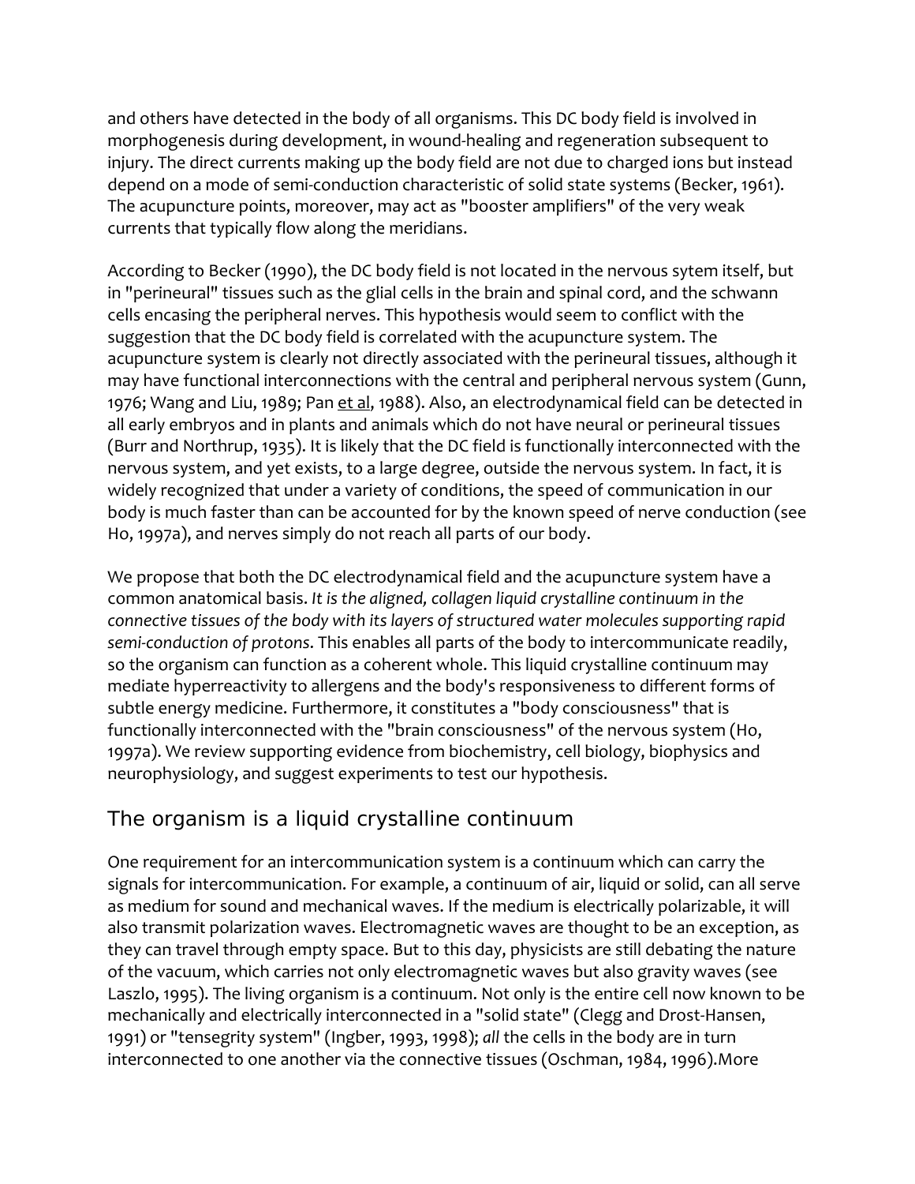and others have detected in the body of all organisms. This DC body field is involved in morphogenesis during development, in wound-healing and regeneration subsequent to injury. The direct currents making up the body field are not due to charged ions but instead depend on a mode of semi-conduction characteristic of solid state systems (Becker, 1961). The acupuncture points, moreover, may act as "booster amplifiers" of the very weak currents that typically flow along the meridians.

According to Becker (1990), the DC body field is not located in the nervous sytem itself, but in "perineural" tissues such as the glial cells in the brain and spinal cord, and the schwann cells encasing the peripheral nerves. This hypothesis would seem to conflict with the suggestion that the DC body field is correlated with the acupuncture system. The acupuncture system is clearly not directly associated with the perineural tissues, although it may have functional interconnections with the central and peripheral nervous system (Gunn, 1976; Wang and Liu, 1989; Pan et al, 1988). Also, an electrodynamical field can be detected in all early embryos and in plants and animals which do not have neural or perineural tissues (Burr and Northrup, 1935). It is likely that the DC field is functionally interconnected with the nervous system, and yet exists, to a large degree, outside the nervous system. In fact, it is widely recognized that under a variety of conditions, the speed of communication in our body is much faster than can be accounted for by the known speed of nerve conduction (see Ho, 1997a), and nerves simply do not reach all parts of our body.

We propose that both the DC electrodynamical field and the acupuncture system have a common anatomical basis. *It is the aligned, collagen liquid crystalline continuum in the connective tissues of the body with its layers of structured water molecules supporting rapid semi-conduction of protons.* This enables all parts of the body to intercommunicate readily, so the organism can function as a coherent whole. This liquid crystalline continuum may mediate hyperreactivity to allergens and the body's responsiveness to different forms of subtle energy medicine. Furthermore, it constitutes a "body consciousness" that is functionally interconnected with the "brain consciousness" of the nervous system (Ho, 1997a). We review supporting evidence from biochemistry, cell biology, biophysics and neurophysiology, and suggest experiments to test our hypothesis.

## The organism is a liquid crystalline continuum

One requirement for an intercommunication system is a continuum which can carry the signals for intercommunication. For example, a continuum of air, liquid or solid, can all serve as medium for sound and mechanical waves. If the medium is electrically polarizable, it will also transmit polarization waves. Electromagnetic waves are thought to be an exception, as they can travel through empty space. But to this day, physicists are still debating the nature of the vacuum, which carries not only electromagnetic waves but also gravity waves (see Laszlo, 1995). The living organism is a continuum. Not only is the entire cell now known to be mechanically and electrically interconnected in a "solid state" (Clegg and Drost-Hansen, 1991) or "tensegrity system" (Ingber, 1993, 1998); *all* the cells in the body are in turn interconnected to one another via the connective tissues (Oschman, 1984, 1996).More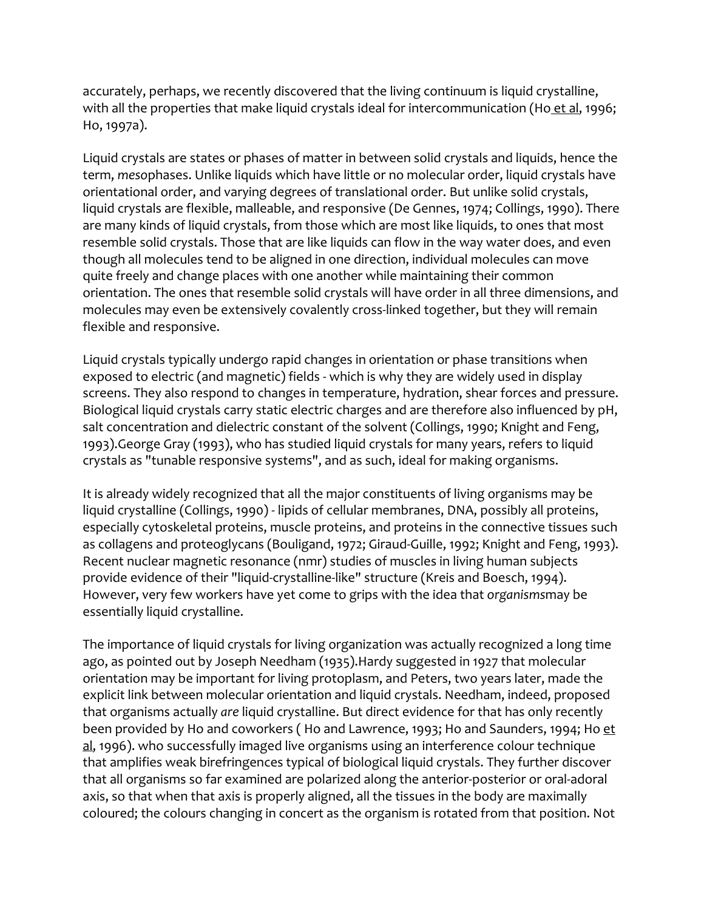accurately, perhaps, we recently discovered that the living continuum is liquid crystalline, with all the properties that make liquid crystals ideal for intercommunication (Ho et al, 1996; Ho, 1997a).

Liquid crystals are states or phases of matter in between solid crystals and liquids, hence the term, *meso*phases. Unlike liquids which have little or no molecular order, liquid crystals have orientational order, and varying degrees of translational order. But unlike solid crystals, liquid crystals are flexible, malleable, and responsive (De Gennes, 1974; Collings, 1990). There are many kinds of liquid crystals, from those which are most like liquids, to ones that most resemble solid crystals. Those that are like liquids can flow in the way water does, and even though all molecules tend to be aligned in one direction, individual molecules can move quite freely and change places with one another while maintaining their common orientation. The ones that resemble solid crystals will have order in all three dimensions, and molecules may even be extensively covalently cross-linked together, but they will remain flexible and responsive.

Liquid crystals typically undergo rapid changes in orientation or phase transitions when exposed to electric (and magnetic) fields - which is why they are widely used in display screens. They also respond to changes in temperature, hydration, shear forces and pressure. Biological liquid crystals carry static electric charges and are therefore also influenced by pH, salt concentration and dielectric constant of the solvent (Collings, 1990; Knight and Feng, 1993).George Gray (1993), who has studied liquid crystals for many years, refers to liquid crystals as "tunable responsive systems", and as such, ideal for making organisms.

It is already widely recognized that all the major constituents of living organisms may be liquid crystalline (Collings, 1990) - lipids of cellular membranes, DNA, possibly all proteins, especially cytoskeletal proteins, muscle proteins, and proteins in the connective tissues such as collagens and proteoglycans (Bouligand, 1972; Giraud-Guille, 1992; Knight and Feng, 1993). Recent nuclear magnetic resonance (nmr) studies of muscles in living human subjects provide evidence of their "liquid-crystalline-like" structure (Kreis and Boesch, 1994). However, very few workers have yet come to grips with the idea that *organisms*may be essentially liquid crystalline.

The importance of liquid crystals for living organization was actually recognized a long time ago, as pointed out by Joseph Needham (1935).Hardy suggested in 1927 that molecular orientation may be important for living protoplasm, and Peters, two years later, made the explicit link between molecular orientation and liquid crystals. Needham, indeed, proposed that organisms actually *are* liquid crystalline. But direct evidence for that has only recently been provided by Ho and coworkers ( Ho and Lawrence, 1993; Ho and Saunders, 1994; Ho et al, 1996). who successfully imaged live organisms using an interference colour technique that amplifies weak birefringences typical of biological liquid crystals. They further discover that all organisms so far examined are polarized along the anterior-posterior or oral-adoral axis, so that when that axis is properly aligned, all the tissues in the body are maximally coloured; the colours changing in concert as the organism is rotated from that position. Not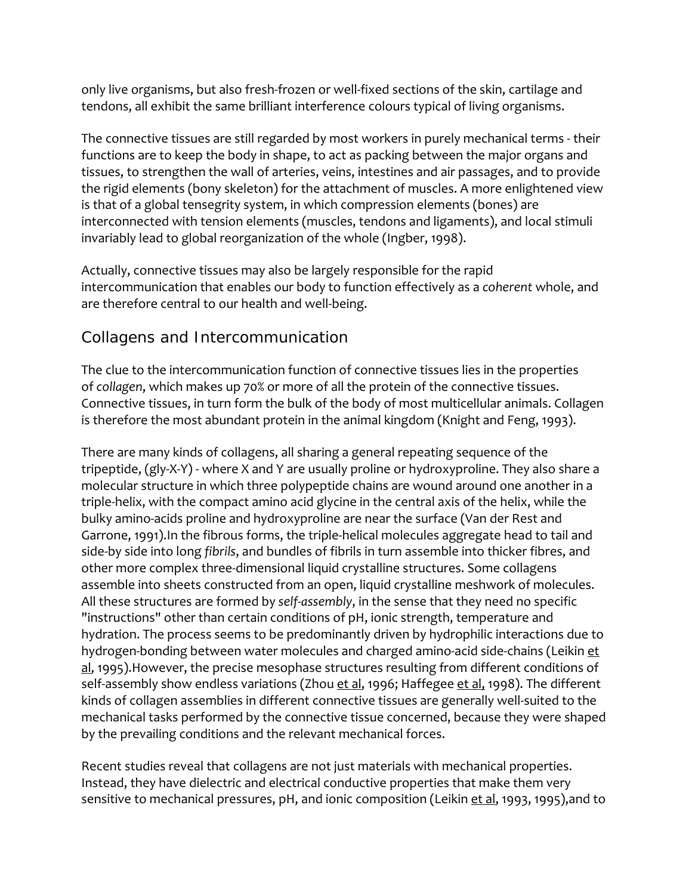only live organisms, but also fresh-frozen or well-fixed sections of the skin, cartilage and tendons, all exhibit the same brilliant interference colours typical of living organisms.

The connective tissues are still regarded by most workers in purely mechanical terms - their functions are to keep the body in shape, to act as packing between the major organs and tissues, to strengthen the wall of arteries, veins, intestines and air passages, and to provide the rigid elements (bony skeleton) for the attachment of muscles. A more enlightened view is that of a global tensegrity system, in which compression elements (bones) are interconnected with tension elements (muscles, tendons and ligaments), and local stimuli invariably lead to global reorganization of the whole (Ingber, 1998).

Actually, connective tissues may also be largely responsible for the rapid intercommunication that enables our body to function effectively as a *coherent* whole, and are therefore central to our health and well-being.

## Collagens and Intercommunication

The clue to the intercommunication function of connective tissues lies in the properties of *collagen*, which makes up 70% or more of all the protein of the connective tissues. Connective tissues, in turn form the bulk of the body of most multicellular animals. Collagen is therefore the most abundant protein in the animal kingdom (Knight and Feng, 1993).

There are many kinds of collagens, all sharing a general repeating sequence of the tripeptide, (gly-X-Y) - where X and Y are usually proline or hydroxyproline. They also share a molecular structure in which three polypeptide chains are wound around one another in a triple-helix, with the compact amino acid glycine in the central axis of the helix, while the bulky amino-acids proline and hydroxyproline are near the surface (Van der Rest and Garrone, 1991).In the fibrous forms, the triple-helical molecules aggregate head to tail and side-by side into long *fibrils*, and bundles of fibrils in turn assemble into thicker fibres, and other more complex three-dimensional liquid crystalline structures. Some collagens assemble into sheets constructed from an open, liquid crystalline meshwork of molecules. All these structures are formed by *self-assembly*, in the sense that they need no specific "instructions" other than certain conditions of pH, ionic strength, temperature and hydration. The process seems to be predominantly driven by hydrophilic interactions due to hydrogen-bonding between water molecules and charged amino-acid side-chains (Leikin et al, 1995).However, the precise mesophase structures resulting from different conditions of self-assembly show endless variations (Zhou et al, 1996; Haffegee et al, 1998). The different kinds of collagen assemblies in different connective tissues are generally well-suited to the mechanical tasks performed by the connective tissue concerned, because they were shaped by the prevailing conditions and the relevant mechanical forces.

Recent studies reveal that collagens are not just materials with mechanical properties. Instead, they have dielectric and electrical conductive properties that make them very sensitive to mechanical pressures, pH, and ionic composition (Leikin et al, 1993, 1995),and to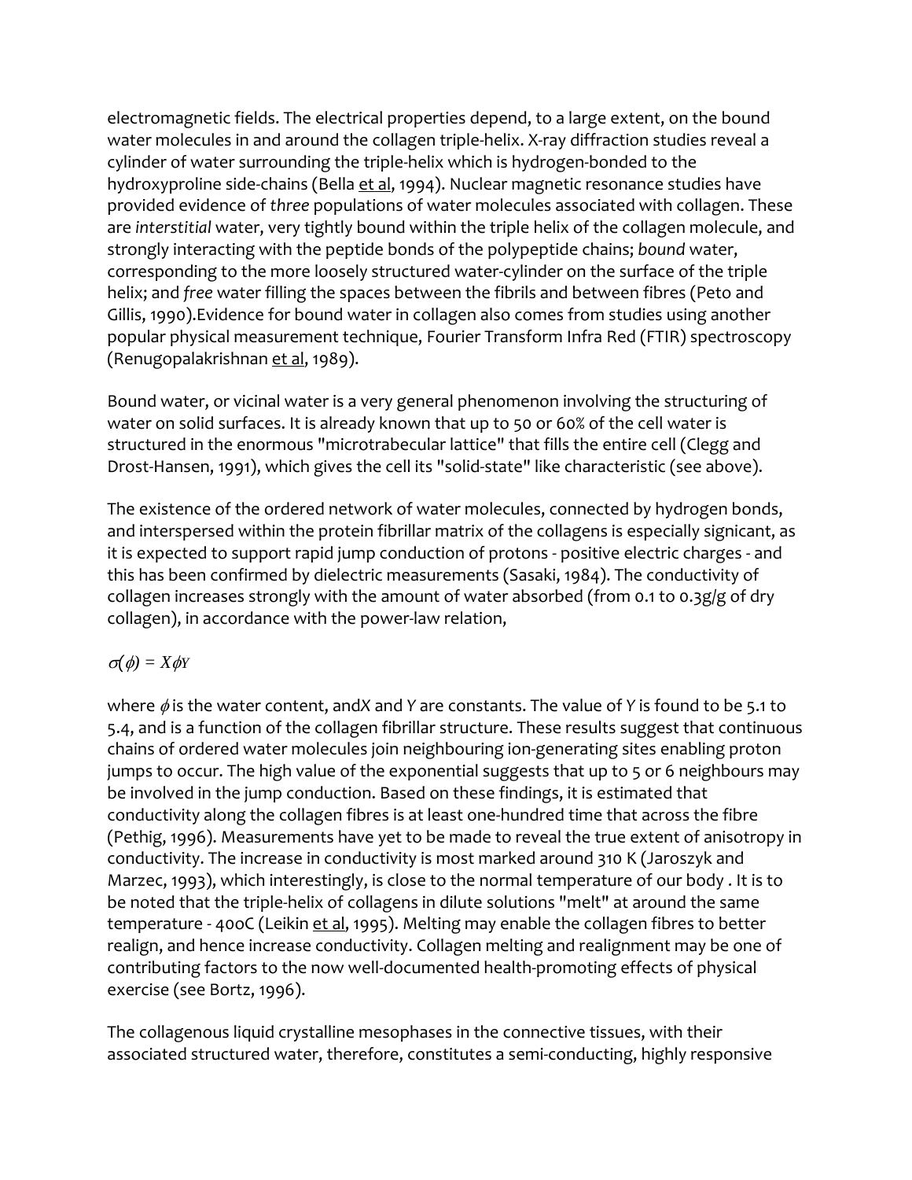electromagnetic fields. The electrical properties depend, to a large extent, on the bound water molecules in and around the collagen triple-helix. X-ray diffraction studies reveal a cylinder of water surrounding the triple-helix which is hydrogen-bonded to the hydroxyproline side-chains (Bella et al, 1994). Nuclear magnetic resonance studies have provided evidence of *three* populations of water molecules associated with collagen. These are *interstitial* water, very tightly bound within the triple helix of the collagen molecule, and strongly interacting with the peptide bonds of the polypeptide chains; *bound* water, corresponding to the more loosely structured water-cylinder on the surface of the triple helix; and *free* water filling the spaces between the fibrils and between fibres (Peto and Gillis, 1990).Evidence for bound water in collagen also comes from studies using another popular physical measurement technique, Fourier Transform Infra Red (FTIR) spectroscopy (Renugopalakrishnan et al, 1989).

Bound water, or vicinal water is a very general phenomenon involving the structuring of water on solid surfaces. It is already known that up to 50 or 60% of the cell water is structured in the enormous "microtrabecular lattice" that fills the entire cell (Clegg and Drost-Hansen, 1991), which gives the cell its "solid-state" like characteristic (see above).

The existence of the ordered network of water molecules, connected by hydrogen bonds, and interspersed within the protein fibrillar matrix of the collagens is especially signicant, as it is expected to support rapid jump conduction of protons - positive electric charges - and this has been confirmed by dielectric measurements (Sasaki, 1984). The conductivity of collagen increases strongly with the amount of water absorbed (from 0.1 to 0.3g/g of dry collagen), in accordance with the power-law relation,

$$\sigma(\phi) = X\phi^Y$$

where $\phi$ is the water content, and*X* and *Y* are constants. The value of *Y* is found to be 5.1 to 5.4, and is a function of the collagen fibrillar structure. These results suggest that continuous chains of ordered water molecules join neighbouring ion-generating sites enabling proton jumps to occur. The high value of the exponential suggests that up to 5 or 6 neighbours may be involved in the jump conduction. Based on these findings, it is estimated that conductivity along the collagen fibres is at least one-hundred time that across the fibre (Pethig, 1996). Measurements have yet to be made to reveal the true extent of anisotropy in conductivity. The increase in conductivity is most marked around 310 K (Jaroszyk and Marzec, 1993), which interestingly, is close to the normal temperature of our body . It is to be noted that the triple-helix of collagens in dilute solutions "melt" at around the same temperature - 40oC (Leikin et al, 1995). Melting may enable the collagen fibres to better realign, and hence increase conductivity. Collagen melting and realignment may be one of contributing factors to the now well-documented health-promoting effects of physical exercise (see Bortz, 1996).

The collagenous liquid crystalline mesophases in the connective tissues, with their associated structured water, therefore, constitutes a semi-conducting, highly responsive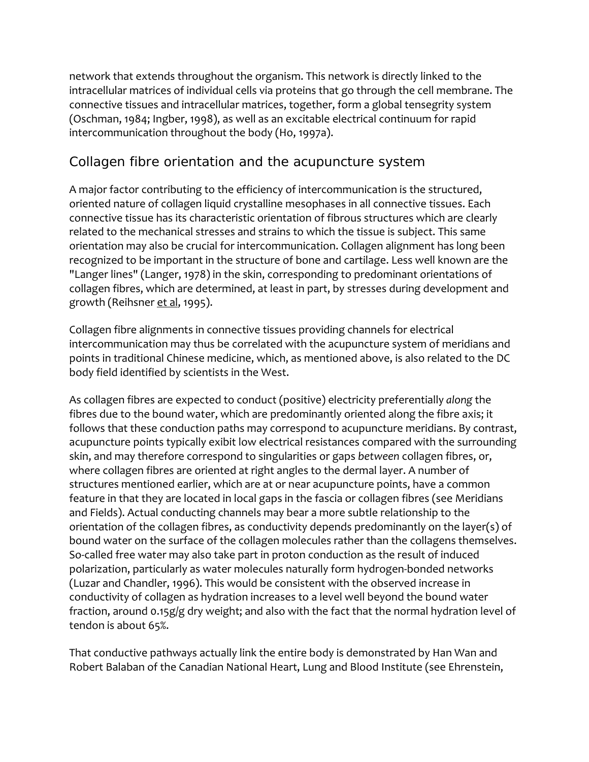network that extends throughout the organism. This network is directly linked to the intracellular matrices of individual cells via proteins that go through the cell membrane. The connective tissues and intracellular matrices, together, form a global tensegrity system (Oschman, 1984; Ingber, 1998), as well as an excitable electrical continuum for rapid intercommunication throughout the body (Ho, 1997a).

## Collagen fibre orientation and the acupuncture system

A major factor contributing to the efficiency of intercommunication is the structured, oriented nature of collagen liquid crystalline mesophases in all connective tissues. Each connective tissue has its characteristic orientation of fibrous structures which are clearly related to the mechanical stresses and strains to which the tissue is subject. This same orientation may also be crucial for intercommunication. Collagen alignment has long been recognized to be important in the structure of bone and cartilage. Less well known are the "Langer lines" (Langer, 1978) in the skin, corresponding to predominant orientations of collagen fibres, which are determined, at least in part, by stresses during development and growth (Reihsner et al, 1995).

Collagen fibre alignments in connective tissues providing channels for electrical intercommunication may thus be correlated with the acupuncture system of meridians and points in traditional Chinese medicine, which, as mentioned above, is also related to the DC body field identified by scientists in the West.

As collagen fibres are expected to conduct (positive) electricity preferentially *along* the fibres due to the bound water, which are predominantly oriented along the fibre axis; it follows that these conduction paths may correspond to acupuncture meridians. By contrast, acupuncture points typically exibit low electrical resistances compared with the surrounding skin, and may therefore correspond to singularities or gaps *between* collagen fibres, or, where collagen fibres are oriented at right angles to the dermal layer. A number of structures mentioned earlier, which are at or near acupuncture points, have a common feature in that they are located in local gaps in the fascia or collagen fibres (see Meridians and Fields). Actual conducting channels may bear a more subtle relationship to the orientation of the collagen fibres, as conductivity depends predominantly on the layer(s) of bound water on the surface of the collagen molecules rather than the collagens themselves. So-called free water may also take part in proton conduction as the result of induced polarization, particularly as water molecules naturally form hydrogen-bonded networks (Luzar and Chandler, 1996). This would be consistent with the observed increase in conductivity of collagen as hydration increases to a level well beyond the bound water fraction, around 0.15g/g dry weight; and also with the fact that the normal hydration level of tendon is about 65%.

That conductive pathways actually link the entire body is demonstrated by Han Wan and Robert Balaban of the Canadian National Heart, Lung and Blood Institute (see Ehrenstein,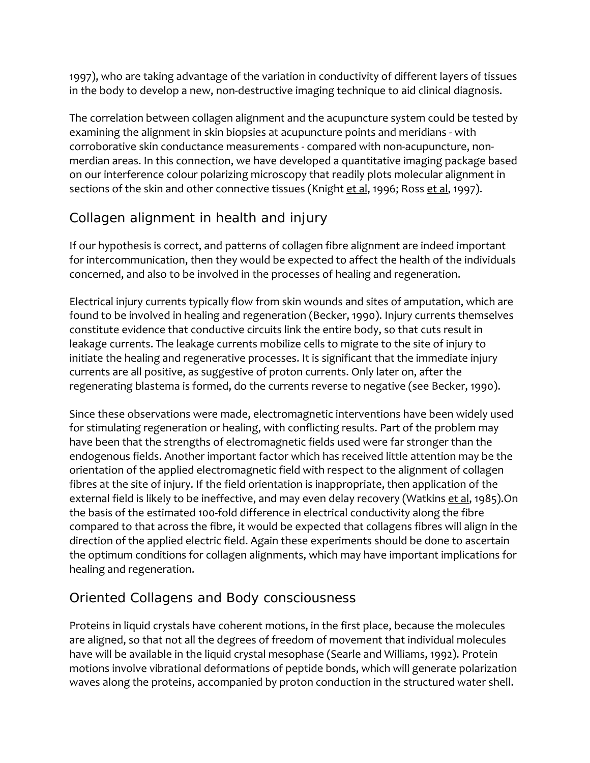1997), who are taking advantage of the variation in conductivity of different layers of tissues in the body to develop a new, non-destructive imaging technique to aid clinical diagnosis.

The correlation between collagen alignment and the acupuncture system could be tested by examining the alignment in skin biopsies at acupuncture points and meridians - with corroborative skin conductance measurements - compared with non-acupuncture, non-merdian areas. In this connection, we have developed a quantitative imaging package based on our interference colour polarizing microscopy that readily plots molecular alignment in sections of the skin and other connective tissues (Knight et al, 1996; Ross et al, 1997).

## Collagen alignment in health and injury

If our hypothesis is correct, and patterns of collagen fibre alignment are indeed important for intercommunication, then they would be expected to affect the health of the individuals concerned, and also to be involved in the processes of healing and regeneration.

Electrical injury currents typically flow from skin wounds and sites of amputation, which are found to be involved in healing and regeneration (Becker, 1990). Injury currents themselves constitute evidence that conductive circuits link the entire body, so that cuts result in leakage currents. The leakage currents mobilize cells to migrate to the site of injury to initiate the healing and regenerative processes. It is significant that the immediate injury currents are all positive, as suggestive of proton currents. Only later on, after the regenerating blastema is formed, do the currents reverse to negative (see Becker, 1990).

Since these observations were made, electromagnetic interventions have been widely used for stimulating regeneration or healing, with conflicting results. Part of the problem may have been that the strengths of electromagnetic fields used were far stronger than the endogenous fields. Another important factor which has received little attention may be the orientation of the applied electromagnetic field with respect to the alignment of collagen fibres at the site of injury. If the field orientation is inappropriate, then application of the external field is likely to be ineffective, and may even delay recovery (Watkins et al, 1985).On the basis of the estimated 100-fold difference in electrical conductivity along the fibre compared to that across the fibre, it would be expected that collagens fibres will align in the direction of the applied electric field. Again these experiments should be done to ascertain the optimum conditions for collagen alignments, which may have important implications for healing and regeneration.

## Oriented Collagens and Body consciousness

Proteins in liquid crystals have coherent motions, in the first place, because the molecules are aligned, so that not all the degrees of freedom of movement that individual molecules have will be available in the liquid crystal mesophase (Searle and Williams, 1992). Protein motions involve vibrational deformations of peptide bonds, which will generate polarization waves along the proteins, accompanied by proton conduction in the structured water shell.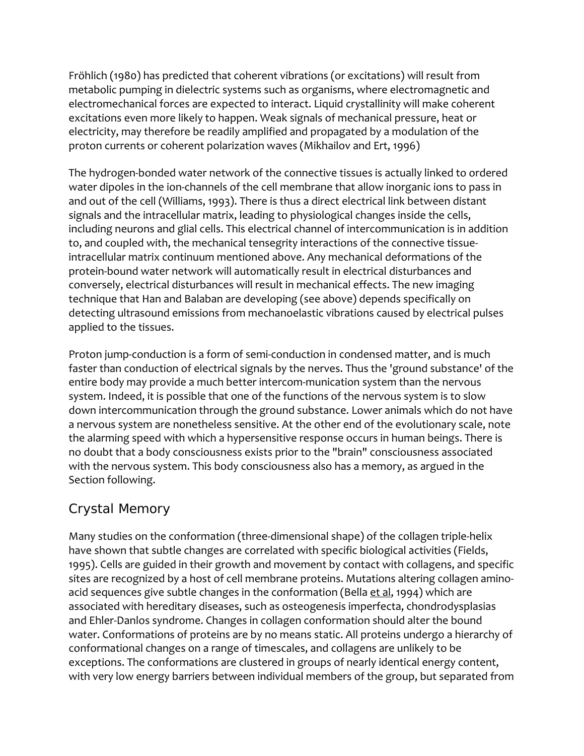Fröhlich (1980) has predicted that coherent vibrations (or excitations) will result from metabolic pumping in dielectric systems such as organisms, where electromagnetic and electromechanical forces are expected to interact. Liquid crystallinity will make coherent excitations even more likely to happen. Weak signals of mechanical pressure, heat or electricity, may therefore be readily amplified and propagated by a modulation of the proton currents or coherent polarization waves (Mikhailov and Ert, 1996)

The hydrogen-bonded water network of the connective tissues is actually linked to ordered water dipoles in the ion-channels of the cell membrane that allow inorganic ions to pass in and out of the cell (Williams, 1993). There is thus a direct electrical link between distant signals and the intracellular matrix, leading to physiological changes inside the cells, including neurons and glial cells. This electrical channel of intercommunication is in addition to, and coupled with, the mechanical tensegrity interactions of the connective tissue-intracellular matrix continuum mentioned above. Any mechanical deformations of the protein-bound water network will automatically result in electrical disturbances and conversely, electrical disturbances will result in mechanical effects. The new imaging technique that Han and Balaban are developing (see above) depends specifically on detecting ultrasound emissions from mechanoelastic vibrations caused by electrical pulses applied to the tissues.

Proton jump-conduction is a form of semi-conduction in condensed matter, and is much faster than conduction of electrical signals by the nerves. Thus the 'ground substance' of the entire body may provide a much better intercom-munication system than the nervous system. Indeed, it is possible that one of the functions of the nervous system is to slow down intercommunication through the ground substance. Lower animals which do not have a nervous system are nonetheless sensitive. At the other end of the evolutionary scale, note the alarming speed with which a hypersensitive response occurs in human beings. There is no doubt that a body consciousness exists prior to the "brain" consciousness associated with the nervous system. This body consciousness also has a memory, as argued in the Section following.

## Crystal Memory

Many studies on the conformation (three-dimensional shape) of the collagen triple-helix have shown that subtle changes are correlated with specific biological activities (Fields, 1995). Cells are guided in their growth and movement by contact with collagens, and specific sites are recognized by a host of cell membrane proteins. Mutations altering collagen amino-acid sequences give subtle changes in the conformation (Bella et al, 1994) which are associated with hereditary diseases, such as osteogenesis imperfecta, chondrodysplasias and Ehler-Danlos syndrome. Changes in collagen conformation should alter the bound water. Conformations of proteins are by no means static. All proteins undergo a hierarchy of conformational changes on a range of timescales, and collagens are unlikely to be exceptions. The conformations are clustered in groups of nearly identical energy content, with very low energy barriers between individual members of the group, but separated from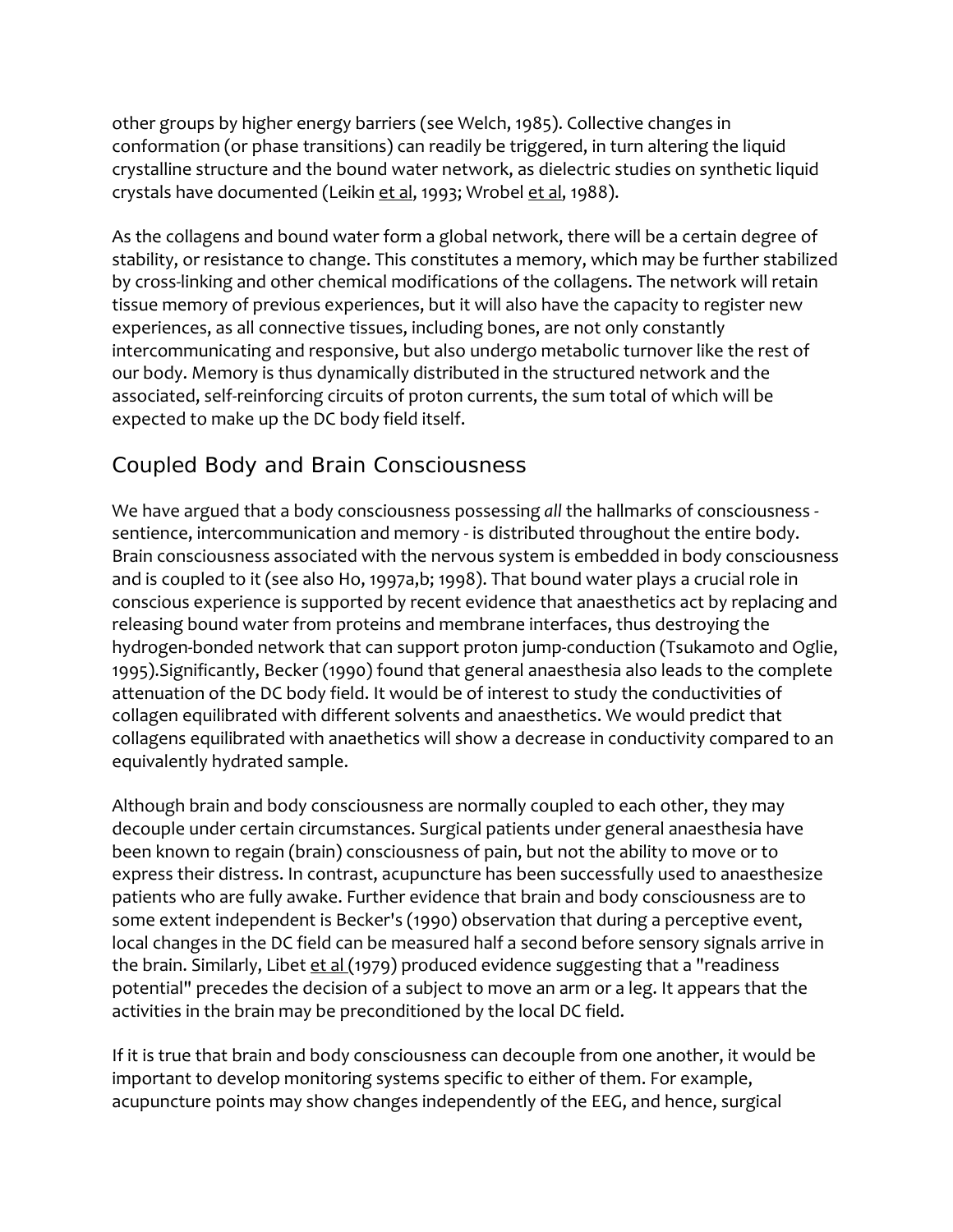other groups by higher energy barriers (see Welch, 1985). Collective changes in conformation (or phase transitions) can readily be triggered, in turn altering the liquid crystalline structure and the bound water network, as dielectric studies on synthetic liquid crystals have documented (Leikin et al, 1993; Wrobel et al, 1988).

As the collagens and bound water form a global network, there will be a certain degree of stability, or resistance to change. This constitutes a memory, which may be further stabilized by cross-linking and other chemical modifications of the collagens. The network will retain tissue memory of previous experiences, but it will also have the capacity to register new experiences, as all connective tissues, including bones, are not only constantly intercommunicating and responsive, but also undergo metabolic turnover like the rest of our body. Memory is thus dynamically distributed in the structured network and the associated, self-reinforcing circuits of proton currents, the sum total of which will be expected to make up the DC body field itself.

## Coupled Body and Brain Consciousness

We have argued that a body consciousness possessing *all* the hallmarks of consciousness - sentience, intercommunication and memory - is distributed throughout the entire body. Brain consciousness associated with the nervous system is embedded in body consciousness and is coupled to it (see also Ho, 1997a,b; 1998). That bound water plays a crucial role in conscious experience is supported by recent evidence that anaesthetics act by replacing and releasing bound water from proteins and membrane interfaces, thus destroying the hydrogen-bonded network that can support proton jump-conduction (Tsukamoto and Oglie, 1995).Significantly, Becker (1990) found that general anaesthesia also leads to the complete attenuation of the DC body field. It would be of interest to study the conductivities of collagen equilibrated with different solvents and anaesthetics. We would predict that collagens equilibrated with anaethetics will show a decrease in conductivity compared to an equivalently hydrated sample.

Although brain and body consciousness are normally coupled to each other, they may decouple under certain circumstances. Surgical patients under general anaesthesia have been known to regain (brain) consciousness of pain, but not the ability to move or to express their distress. In contrast, acupuncture has been successfully used to anaesthesize patients who are fully awake. Further evidence that brain and body consciousness are to some extent independent is Becker's (1990) observation that during a perceptive event, local changes in the DC field can be measured half a second before sensory signals arrive in the brain. Similarly, Libet et al (1979) produced evidence suggesting that a "readiness potential" precedes the decision of a subject to move an arm or a leg. It appears that the activities in the brain may be preconditioned by the local DC field.

If it is true that brain and body consciousness can decouple from one another, it would be important to develop monitoring systems specific to either of them. For example, acupuncture points may show changes independently of the EEG, and hence, surgical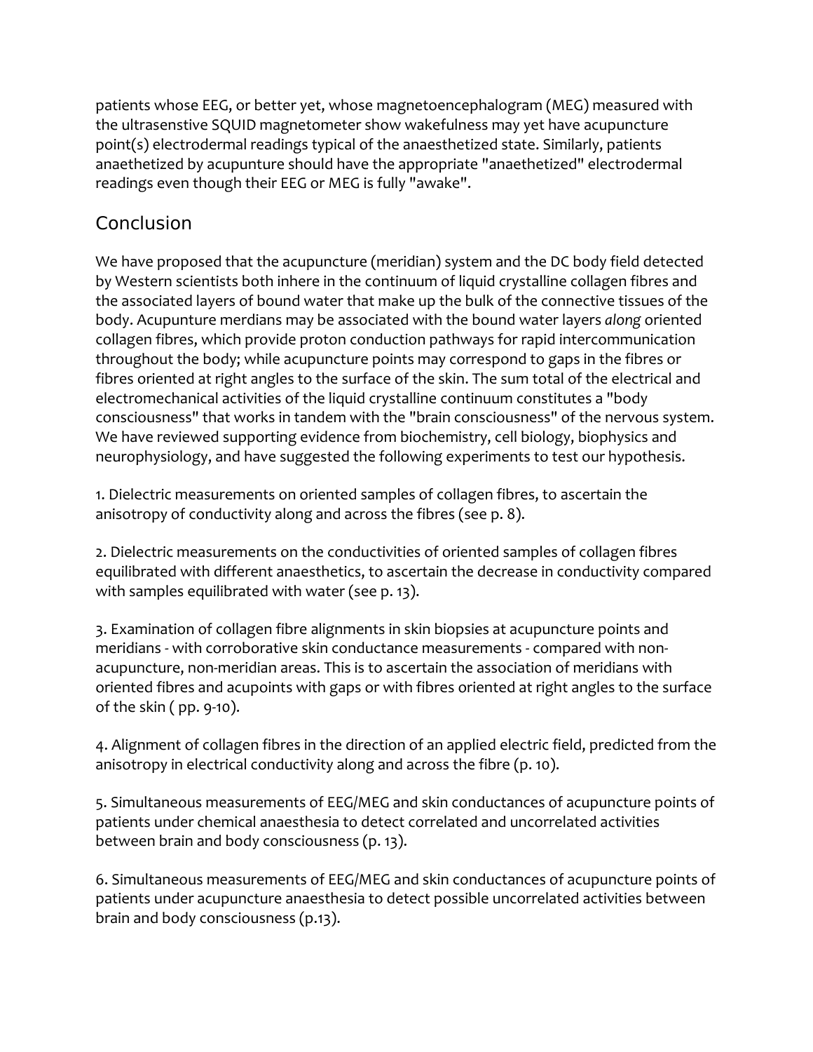patients whose EEG, or better yet, whose magnetoencephalogram (MEG) measured with the ultrasenstive SQUID magnetometer show wakefulness may yet have acupuncture point(s) electrodermal readings typical of the anaesthetized state. Similarly, patients anaethetized by acupunture should have the appropriate "anaethetized" electrodermal readings even though their EEG or MEG is fully "awake".

## Conclusion

We have proposed that the acupuncture (meridian) system and the DC body field detected by Western scientists both inhere in the continuum of liquid crystalline collagen fibres and the associated layers of bound water that make up the bulk of the connective tissues of the body. Acupunture merdians may be associated with the bound water layers *along* oriented collagen fibres, which provide proton conduction pathways for rapid intercommunication throughout the body; while acupuncture points may correspond to gaps in the fibres or fibres oriented at right angles to the surface of the skin. The sum total of the electrical and electromechanical activities of the liquid crystalline continuum constitutes a "body consciousness" that works in tandem with the "brain consciousness" of the nervous system. We have reviewed supporting evidence from biochemistry, cell biology, biophysics and neurophysiology, and have suggested the following experiments to test our hypothesis.

1. Dielectric measurements on oriented samples of collagen fibres, to ascertain the anisotropy of conductivity along and across the fibres (see p. 8).

2. Dielectric measurements on the conductivities of oriented samples of collagen fibres equilibrated with different anaesthetics, to ascertain the decrease in conductivity compared with samples equilibrated with water (see p. 13).

3. Examination of collagen fibre alignments in skin biopsies at acupuncture points and meridians - with corroborative skin conductance measurements - compared with non-acupuncture, non-meridian areas. This is to ascertain the association of meridians with oriented fibres and acupoints with gaps or with fibres oriented at right angles to the surface of the skin ( pp. 9-10).

4. Alignment of collagen fibres in the direction of an applied electric field, predicted from the anisotropy in electrical conductivity along and across the fibre (p. 10).

5. Simultaneous measurements of EEG/MEG and skin conductances of acupuncture points of patients under chemical anaesthesia to detect correlated and uncorrelated activities between brain and body consciousness (p. 13).

6. Simultaneous measurements of EEG/MEG and skin conductances of acupuncture points of patients under acupuncture anaesthesia to detect possible uncorrelated activities between brain and body consciousness (p.13).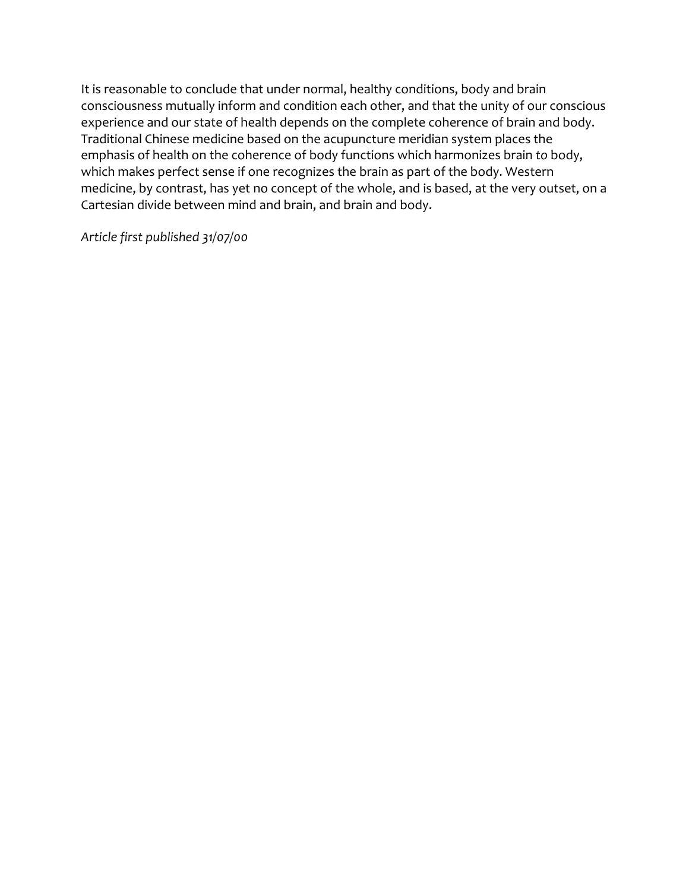It is reasonable to conclude that under normal, healthy conditions, body and brain consciousness mutually inform and condition each other, and that the unity of our conscious experience and our state of health depends on the complete coherence of brain and body. Traditional Chinese medicine based on the acupuncture meridian system places the emphasis of health on the coherence of body functions which harmonizes brain *to* body, which makes perfect sense if one recognizes the brain as part of the body. Western medicine, by contrast, has yet no concept of the whole, and is based, at the very outset, on a Cartesian divide between mind and brain, and brain and body.

*Article first published 31/07/00*